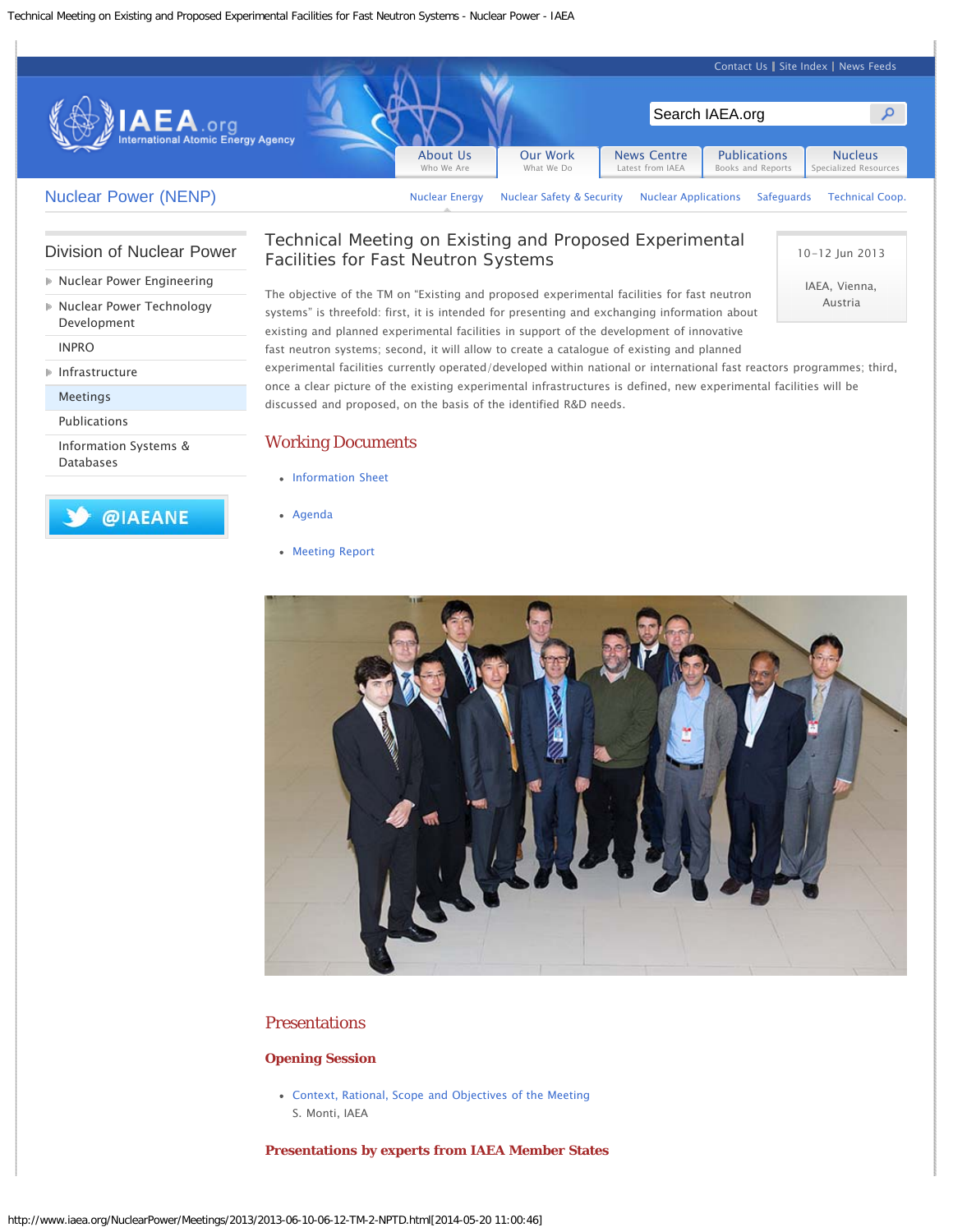# Technical Meeting on Existing and Proposed Experimental Facilities for Fast Neutron Systems

10–12 Jun 2013

IAEA, Vienna, Austria

The objective of the TM on "Existing and proposed experimental facilities for fast neutron systems" is threefold: first, it is intended for presenting and exchanging information about existing and planned experimental facilities in support of the development of innovative fast neutron systems; second, it will allow to create a catalogue of existing and planned experimental facilities currently operated/developed within national or international fast reactors programmes; third, once a clear picture of the existing experimental infrastructures is defined, new experimental facilities will be discussed and proposed, on the basis of the identified R&D needs.

## Working Documents

- Information Sheet
- Agenda
- Meeting Report

## Presentations

### Opening Session

- Context, Rational, Scope and Objectives of the Meeting
  S. Monti, IAEA

### Presentations by experts from IAEA Member States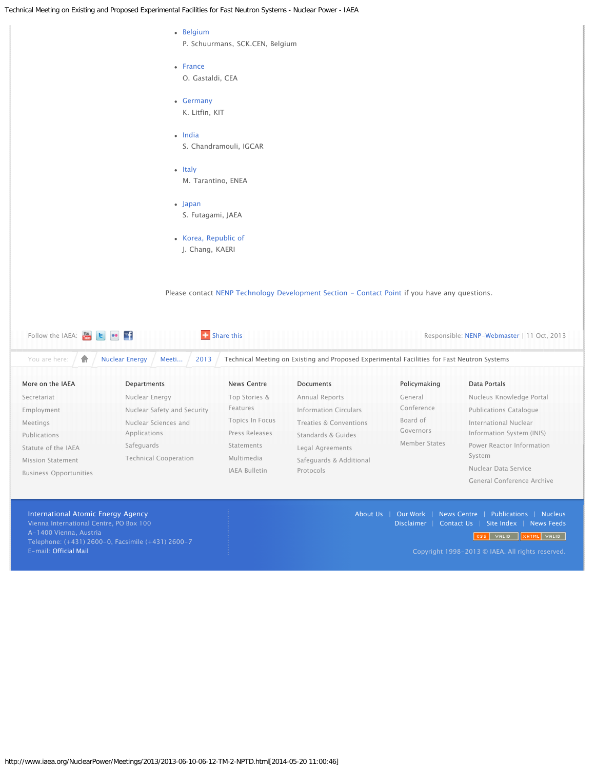- Belgium

  P. Schuurmans, SCK.CEN, Belgium

- France

  O. Gastaldi, CEA

- Germany

  K. Litfin, KIT

- India

  S. Chandramouli, IGCAR

- Italy

  M. Tarantino, ENEA

- Japan

  S. Futagami, JAEA

- Korea, Republic of

  J. Chang, KAERI

Please contact NENP Technology Development Section - Contact Point if you have any questions.

Follow the IAEA: Share this Responsible: NENP-Webmaster | 11 Oct, 2013

You are here: Nuclear Energy / Meeti... / 2013 / Technical Meeting on Existing and Proposed Experimental Facilities for Fast Neutron Systems

**More on the IAEA**
- Secretariat
- Employment
- Meetings
- Publications
- Statute of the IAEA
- Mission Statement
- Business Opportunities

**Departments**
- Nuclear Energy
- Nuclear Safety and Security
- Nuclear Sciences and Applications
- Safeguards
- Technical Cooperation

**News Centre**
- Top Stories & Features
- Topics In Focus
- Press Releases
- Statements
- Multimedia
- IAEA Bulletin

**Documents**
- Annual Reports
- Information Circulars
- Treaties & Conventions
- Standards & Guides
- Legal Agreements
- Safeguards & Additional Protocols

**Policymaking**
- General Conference
- Board of Governors
- Member States

**Data Portals**
- Nucleus Knowledge Portal
- Publications Catalogue
- International Nuclear Information System (INIS)
- Power Reactor Information System
- Nuclear Data Service
- General Conference Archive

International Atomic Energy Agency
Vienna International Centre, PO Box 100
A-1400 Vienna, Austria
Telephone: (+431) 2600-0, Facsimile (+431) 2600-7
E-mail: Official Mail

About Us | Our Work | News Centre | Publications | Nucleus
Disclaimer | Contact Us | Site Index | News Feeds

CSS VALID | XHTML VALID

Copyright 1998-2013 © IAEA. All rights reserved.